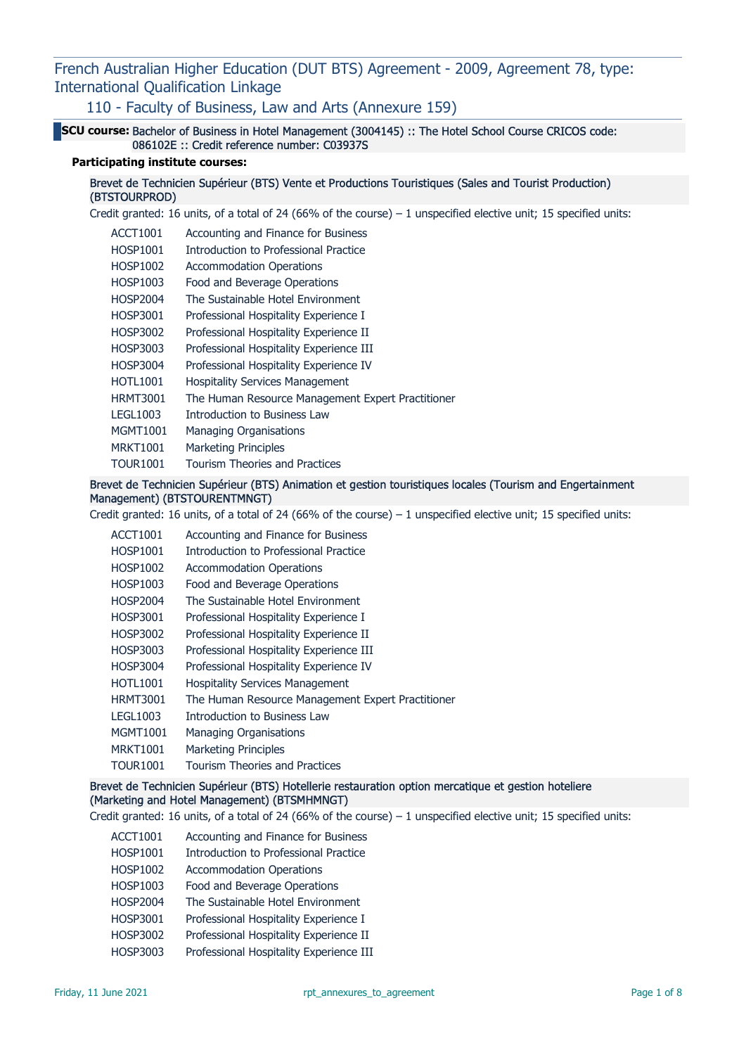# French Australian Higher Education (DUT BTS) Agreement - 2009, Agreement 78, type: International Qualification Linkage

## 110 - Faculty of Business, Law and Arts (Annexure 159)

**SCU course:** Bachelor of Business in Hotel Management (3004145) :: The Hotel School Course CRICOS code: 086102E :: Credit reference number: C03937S

**Participating institute courses:**

### Brevet de Technicien Supérieur (BTS) Vente et Productions Touristiques (Sales and Tourist Production) (BTSTOURPROD)

Credit granted: 16 units, of a total of 24 (66% of the course) – 1 unspecified elective unit; 15 specified units:

| | |
|---|---|
| ACCT1001 | Accounting and Finance for Business |
| HOSP1001 | Introduction to Professional Practice |
| HOSP1002 | Accommodation Operations |
| HOSP1003 | Food and Beverage Operations |
| HOSP2004 | The Sustainable Hotel Environment |
| HOSP3001 | Professional Hospitality Experience I |
| HOSP3002 | Professional Hospitality Experience II |
| HOSP3003 | Professional Hospitality Experience III |
| HOSP3004 | Professional Hospitality Experience IV |
| HOTL1001 | Hospitality Services Management |
| HRMT3001 | The Human Resource Management Expert Practitioner |
| LEGL1003 | Introduction to Business Law |
| MGMT1001 | Managing Organisations |
| MRKT1001 | Marketing Principles |
| TOUR1001 | Tourism Theories and Practices |

### Brevet de Technicien Supérieur (BTS) Animation et gestion touristiques locales (Tourism and Engertainment Management) (BTSTOURENTMNGT)

Credit granted: 16 units, of a total of 24 (66% of the course) – 1 unspecified elective unit; 15 specified units:

| | |
|---|---|
| ACCT1001 | Accounting and Finance for Business |
| HOSP1001 | Introduction to Professional Practice |
| HOSP1002 | Accommodation Operations |
| HOSP1003 | Food and Beverage Operations |
| HOSP2004 | The Sustainable Hotel Environment |
| HOSP3001 | Professional Hospitality Experience I |
| HOSP3002 | Professional Hospitality Experience II |
| HOSP3003 | Professional Hospitality Experience III |
| HOSP3004 | Professional Hospitality Experience IV |
| HOTL1001 | Hospitality Services Management |
| HRMT3001 | The Human Resource Management Expert Practitioner |
| LEGL1003 | Introduction to Business Law |
| MGMT1001 | Managing Organisations |
| MRKT1001 | Marketing Principles |
| TOUR1001 | Tourism Theories and Practices |

### Brevet de Technicien Supérieur (BTS) Hotellerie restauration option mercatique et gestion hoteliere (Marketing and Hotel Management) (BTSMHMNGT)

Credit granted: 16 units, of a total of 24 (66% of the course) – 1 unspecified elective unit; 15 specified units:

| | |
|---|---|
| ACCT1001 | Accounting and Finance for Business |
| HOSP1001 | Introduction to Professional Practice |
| HOSP1002 | Accommodation Operations |
| HOSP1003 | Food and Beverage Operations |
| HOSP2004 | The Sustainable Hotel Environment |
| HOSP3001 | Professional Hospitality Experience I |
| HOSP3002 | Professional Hospitality Experience II |
| HOSP3003 | Professional Hospitality Experience III |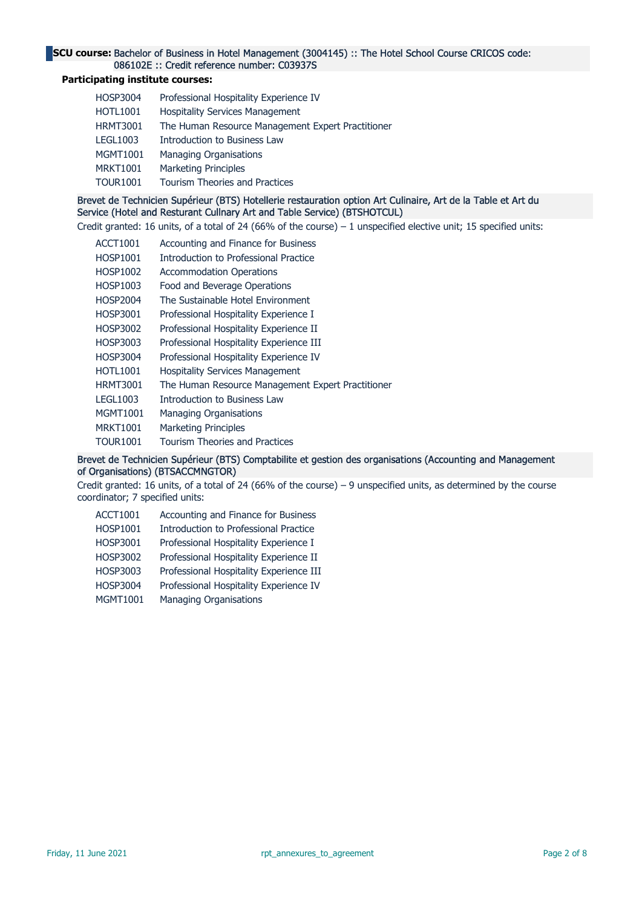**SCU course:** Bachelor of Business in Hotel Management (3004145) :: The Hotel School Course CRICOS code: 086102E :: Credit reference number: C03937S

**Participating institute courses:**

| | |
|---|---|
| HOSP3004 | Professional Hospitality Experience IV |
| HOTL1001 | Hospitality Services Management |
| HRMT3001 | The Human Resource Management Expert Practitioner |
| LEGL1003 | Introduction to Business Law |
| MGMT1001 | Managing Organisations |
| MRKT1001 | Marketing Principles |
| TOUR1001 | Tourism Theories and Practices |

Brevet de Technicien Supérieur (BTS) Hotellerie restauration option Art Culinaire, Art de la Table et Art du Service (Hotel and Resturant Cullnary Art and Table Service) (BTSHOTCUL)

Credit granted: 16 units, of a total of 24 (66% of the course) – 1 unspecified elective unit; 15 specified units:

| | |
|---|---|
| ACCT1001 | Accounting and Finance for Business |
| HOSP1001 | Introduction to Professional Practice |
| HOSP1002 | Accommodation Operations |
| HOSP1003 | Food and Beverage Operations |
| HOSP2004 | The Sustainable Hotel Environment |
| HOSP3001 | Professional Hospitality Experience I |
| HOSP3002 | Professional Hospitality Experience II |
| HOSP3003 | Professional Hospitality Experience III |
| HOSP3004 | Professional Hospitality Experience IV |
| HOTL1001 | Hospitality Services Management |
| HRMT3001 | The Human Resource Management Expert Practitioner |
| LEGL1003 | Introduction to Business Law |
| MGMT1001 | Managing Organisations |
| MRKT1001 | Marketing Principles |
| TOUR1001 | Tourism Theories and Practices |

Brevet de Technicien Supérieur (BTS) Comptabilite et gestion des organisations (Accounting and Management of Organisations) (BTSACCMNGTOR)

Credit granted: 16 units, of a total of 24 (66% of the course) – 9 unspecified units, as determined by the course coordinator; 7 specified units:

| | |
|---|---|
| ACCT1001 | Accounting and Finance for Business |
| HOSP1001 | Introduction to Professional Practice |
| HOSP3001 | Professional Hospitality Experience I |
| HOSP3002 | Professional Hospitality Experience II |
| HOSP3003 | Professional Hospitality Experience III |
| HOSP3004 | Professional Hospitality Experience IV |
| MGMT1001 | Managing Organisations |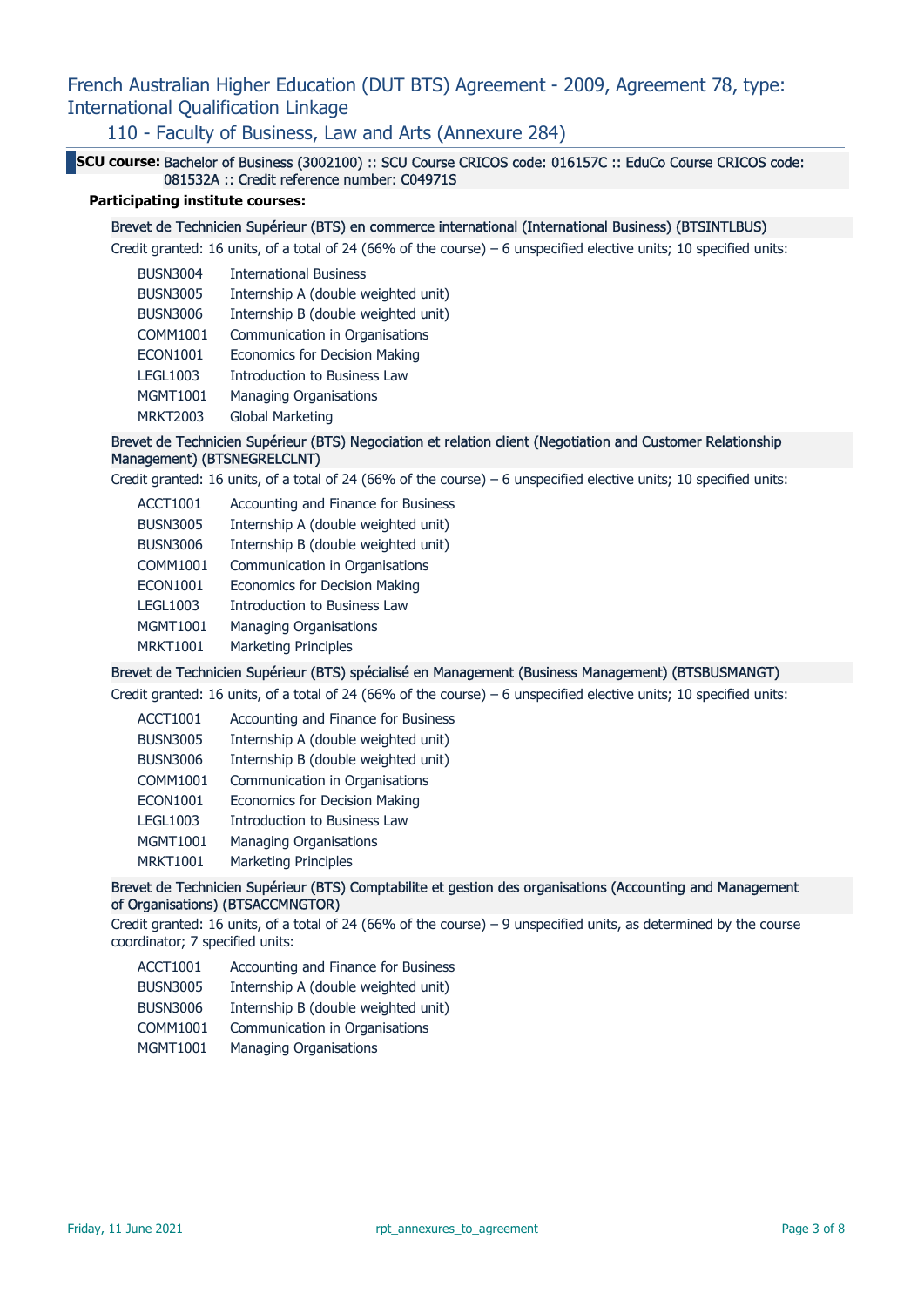## French Australian Higher Education (DUT BTS) Agreement - 2009, Agreement 78, type: International Qualification Linkage

### 110 - Faculty of Business, Law and Arts (Annexure 284)

**SCU course:** Bachelor of Business (3002100) :: SCU Course CRICOS code: 016157C :: EduCo Course CRICOS code: 081532A :: Credit reference number: C04971S

**Participating institute courses:**

Brevet de Technicien Supérieur (BTS) en commerce international (International Business) (BTSINTLBUS)

Credit granted: 16 units, of a total of 24 (66% of the course) – 6 unspecified elective units; 10 specified units:

| | |
|---|---|
| BUSN3004 | International Business |
| BUSN3005 | Internship A (double weighted unit) |
| BUSN3006 | Internship B (double weighted unit) |
| COMM1001 | Communication in Organisations |
| ECON1001 | Economics for Decision Making |
| LEGL1003 | Introduction to Business Law |
| MGMT1001 | Managing Organisations |
| MRKT2003 | Global Marketing |

Brevet de Technicien Supérieur (BTS) Negociation et relation client (Negotiation and Customer Relationship Management) (BTSNEGRELCLNT)

Credit granted: 16 units, of a total of 24 (66% of the course) – 6 unspecified elective units; 10 specified units:

| | |
|---|---|
| ACCT1001 | Accounting and Finance for Business |
| BUSN3005 | Internship A (double weighted unit) |
| BUSN3006 | Internship B (double weighted unit) |
| COMM1001 | Communication in Organisations |
| ECON1001 | Economics for Decision Making |
| LEGL1003 | Introduction to Business Law |
| MGMT1001 | Managing Organisations |
| MRKT1001 | Marketing Principles |

Brevet de Technicien Supérieur (BTS) spécialisé en Management (Business Management) (BTSBUSMANGT)

Credit granted: 16 units, of a total of 24 (66% of the course) – 6 unspecified elective units; 10 specified units:

| | |
|---|---|
| ACCT1001 | Accounting and Finance for Business |
| BUSN3005 | Internship A (double weighted unit) |
| BUSN3006 | Internship B (double weighted unit) |
| COMM1001 | Communication in Organisations |
| ECON1001 | Economics for Decision Making |
| LEGL1003 | Introduction to Business Law |
| MGMT1001 | Managing Organisations |
| MRKT1001 | Marketing Principles |

Brevet de Technicien Supérieur (BTS) Comptabilite et gestion des organisations (Accounting and Management of Organisations) (BTSACCMNGTOR)

Credit granted: 16 units, of a total of 24 (66% of the course) – 9 unspecified units, as determined by the course coordinator; 7 specified units:

| | |
|---|---|
| ACCT1001 | Accounting and Finance for Business |
| BUSN3005 | Internship A (double weighted unit) |
| BUSN3006 | Internship B (double weighted unit) |
| COMM1001 | Communication in Organisations |
| MGMT1001 | Managing Organisations |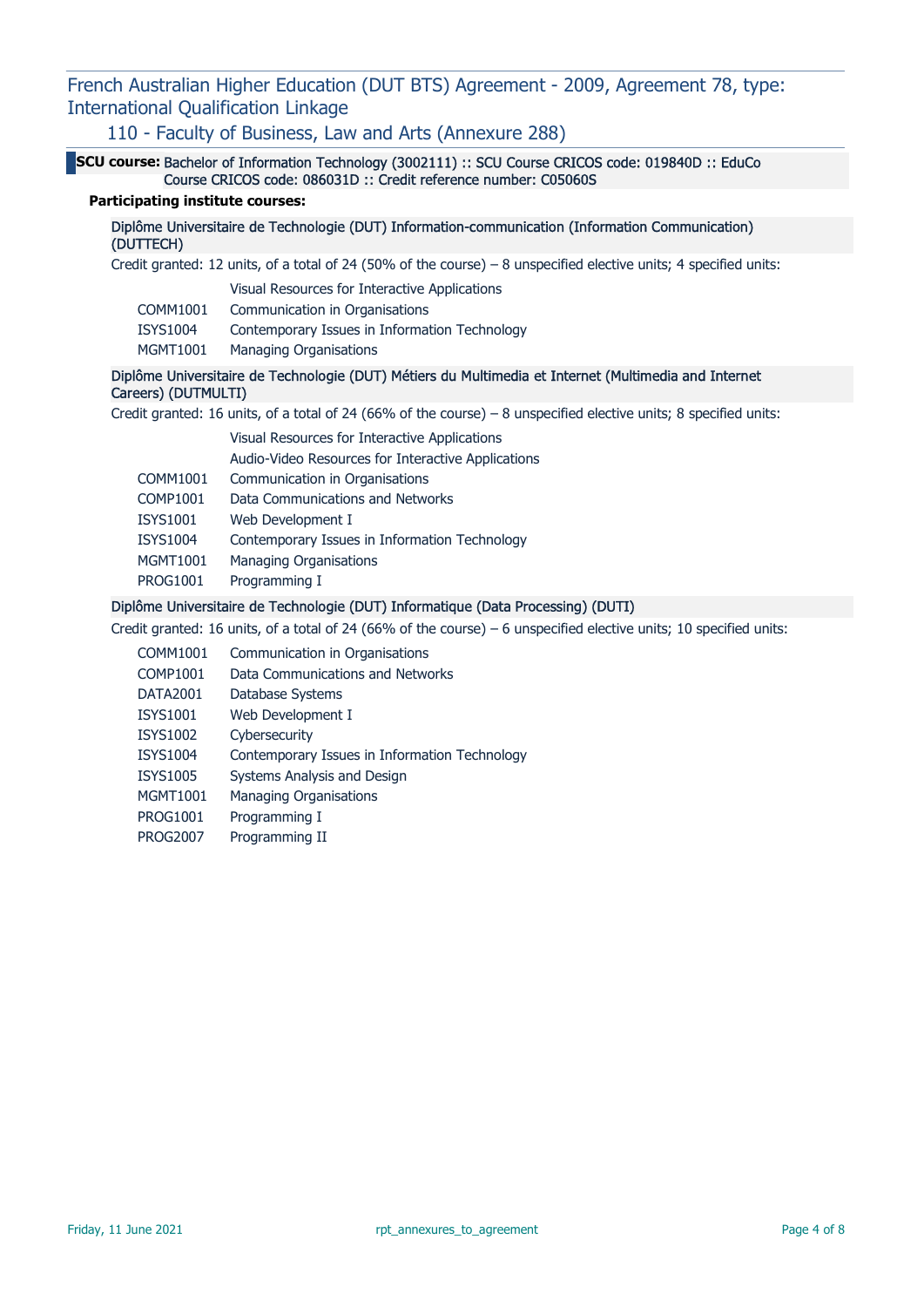## French Australian Higher Education (DUT BTS) Agreement - 2009, Agreement 78, type: International Qualification Linkage

### 110 - Faculty of Business, Law and Arts (Annexure 288)

**SCU course:** Bachelor of Information Technology (3002111) :: SCU Course CRICOS code: 019840D :: EduCo Course CRICOS code: 086031D :: Credit reference number: C05060S

**Participating institute courses:**

Diplôme Universitaire de Technologie (DUT) Information-communication (Information Communication) (DUTTECH)

Credit granted: 12 units, of a total of 24 (50% of the course) – 8 unspecified elective units; 4 specified units:

| | |
|---|---|
| | Visual Resources for Interactive Applications |
| COMM1001 | Communication in Organisations |
| ISYS1004 | Contemporary Issues in Information Technology |
| MGMT1001 | Managing Organisations |

Diplôme Universitaire de Technologie (DUT) Métiers du Multimedia et Internet (Multimedia and Internet Careers) (DUTMULTI)

Credit granted: 16 units, of a total of 24 (66% of the course) – 8 unspecified elective units; 8 specified units:

| | |
|---|---|
| | Visual Resources for Interactive Applications |
| | Audio-Video Resources for Interactive Applications |
| COMM1001 | Communication in Organisations |
| COMP1001 | Data Communications and Networks |
| ISYS1001 | Web Development I |
| ISYS1004 | Contemporary Issues in Information Technology |
| MGMT1001 | Managing Organisations |
| PROG1001 | Programming I |

Diplôme Universitaire de Technologie (DUT) Informatique (Data Processing) (DUTI)

Credit granted: 16 units, of a total of 24 (66% of the course) – 6 unspecified elective units; 10 specified units:

| | |
|---|---|
| COMM1001 | Communication in Organisations |
| COMP1001 | Data Communications and Networks |
| DATA2001 | Database Systems |
| ISYS1001 | Web Development I |
| ISYS1002 | Cybersecurity |
| ISYS1004 | Contemporary Issues in Information Technology |
| ISYS1005 | Systems Analysis and Design |
| MGMT1001 | Managing Organisations |
| PROG1001 | Programming I |
| PROG2007 | Programming II |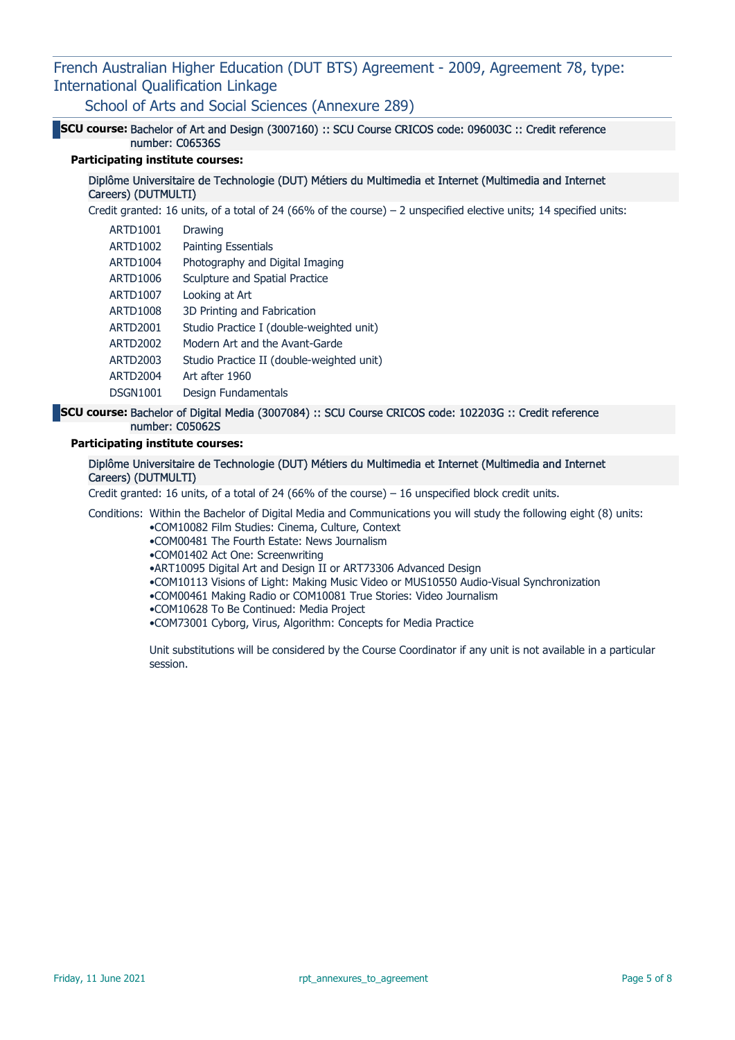## French Australian Higher Education (DUT BTS) Agreement - 2009, Agreement 78, type: International Qualification Linkage

### School of Arts and Social Sciences (Annexure 289)

**SCU course:** Bachelor of Art and Design (3007160) :: SCU Course CRICOS code: 096003C :: Credit reference number: C06536S

**Participating institute courses:**

Diplôme Universitaire de Technologie (DUT) Métiers du Multimedia et Internet (Multimedia and Internet Careers) (DUTMULTI)

Credit granted: 16 units, of a total of 24 (66% of the course) – 2 unspecified elective units; 14 specified units:

| | |
|---|---|
| ARTD1001 | Drawing |
| ARTD1002 | Painting Essentials |
| ARTD1004 | Photography and Digital Imaging |
| ARTD1006 | Sculpture and Spatial Practice |
| ARTD1007 | Looking at Art |
| ARTD1008 | 3D Printing and Fabrication |
| ARTD2001 | Studio Practice I (double-weighted unit) |
| ARTD2002 | Modern Art and the Avant-Garde |
| ARTD2003 | Studio Practice II (double-weighted unit) |
| ARTD2004 | Art after 1960 |
| DSGN1001 | Design Fundamentals |

**SCU course:** Bachelor of Digital Media (3007084) :: SCU Course CRICOS code: 102203G :: Credit reference number: C05062S

**Participating institute courses:**

Diplôme Universitaire de Technologie (DUT) Métiers du Multimedia et Internet (Multimedia and Internet Careers) (DUTMULTI)

Credit granted: 16 units, of a total of 24 (66% of the course) – 16 unspecified block credit units.

Conditions: Within the Bachelor of Digital Media and Communications you will study the following eight (8) units:

- COM10082 Film Studies: Cinema, Culture, Context
- COM00481 The Fourth Estate: News Journalism
- COM01402 Act One: Screenwriting
- ART10095 Digital Art and Design II or ART73306 Advanced Design
- COM10113 Visions of Light: Making Music Video or MUS10550 Audio-Visual Synchronization
- COM00461 Making Radio or COM10081 True Stories: Video Journalism
- COM10628 To Be Continued: Media Project
- COM73001 Cyborg, Virus, Algorithm: Concepts for Media Practice

Unit substitutions will be considered by the Course Coordinator if any unit is not available in a particular session.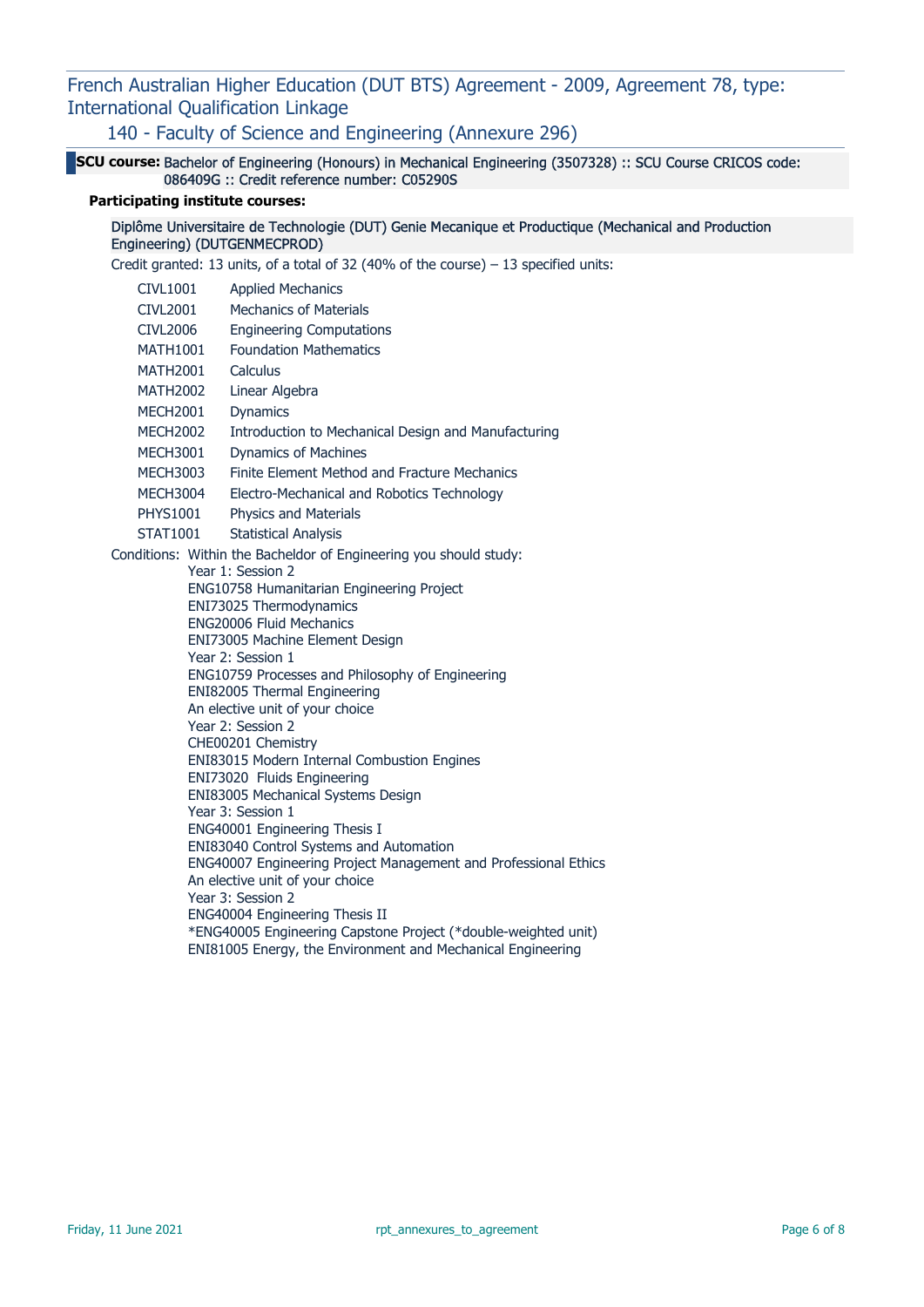## French Australian Higher Education (DUT BTS) Agreement - 2009, Agreement 78, type: International Qualification Linkage

### 140 - Faculty of Science and Engineering (Annexure 296)

**SCU course:** Bachelor of Engineering (Honours) in Mechanical Engineering (3507328) :: SCU Course CRICOS code: 086409G :: Credit reference number: C05290S

**Participating institute courses:**

Diplôme Universitaire de Technologie (DUT) Genie Mecanique et Productique (Mechanical and Production Engineering) (DUTGENMECPROD)

Credit granted: 13 units, of a total of 32 (40% of the course) – 13 specified units:

| | |
|---|---|
| CIVL1001 | Applied Mechanics |
| CIVL2001 | Mechanics of Materials |
| CIVL2006 | Engineering Computations |
| MATH1001 | Foundation Mathematics |
| MATH2001 | Calculus |
| MATH2002 | Linear Algebra |
| MECH2001 | Dynamics |
| MECH2002 | Introduction to Mechanical Design and Manufacturing |
| MECH3001 | Dynamics of Machines |
| MECH3003 | Finite Element Method and Fracture Mechanics |
| MECH3004 | Electro-Mechanical and Robotics Technology |
| PHYS1001 | Physics and Materials |
| STAT1001 | Statistical Analysis |

Conditions: Within the Bacheldor of Engineering you should study:

Year 1: Session 2
ENG10758 Humanitarian Engineering Project
ENI73025 Thermodynamics
ENG20006 Fluid Mechanics
ENI73005 Machine Element Design

Year 2: Session 1
ENG10759 Processes and Philosophy of Engineering
ENI82005 Thermal Engineering
An elective unit of your choice

Year 2: Session 2
CHE00201 Chemistry
ENI83015 Modern Internal Combustion Engines
ENI73020 Fluids Engineering
ENI83005 Mechanical Systems Design

Year 3: Session 1
ENG40001 Engineering Thesis I
ENI83040 Control Systems and Automation
ENG40007 Engineering Project Management and Professional Ethics
An elective unit of your choice

Year 3: Session 2
ENG40004 Engineering Thesis II
*ENG40005 Engineering Capstone Project (*double-weighted unit)
ENI81005 Energy, the Environment and Mechanical Engineering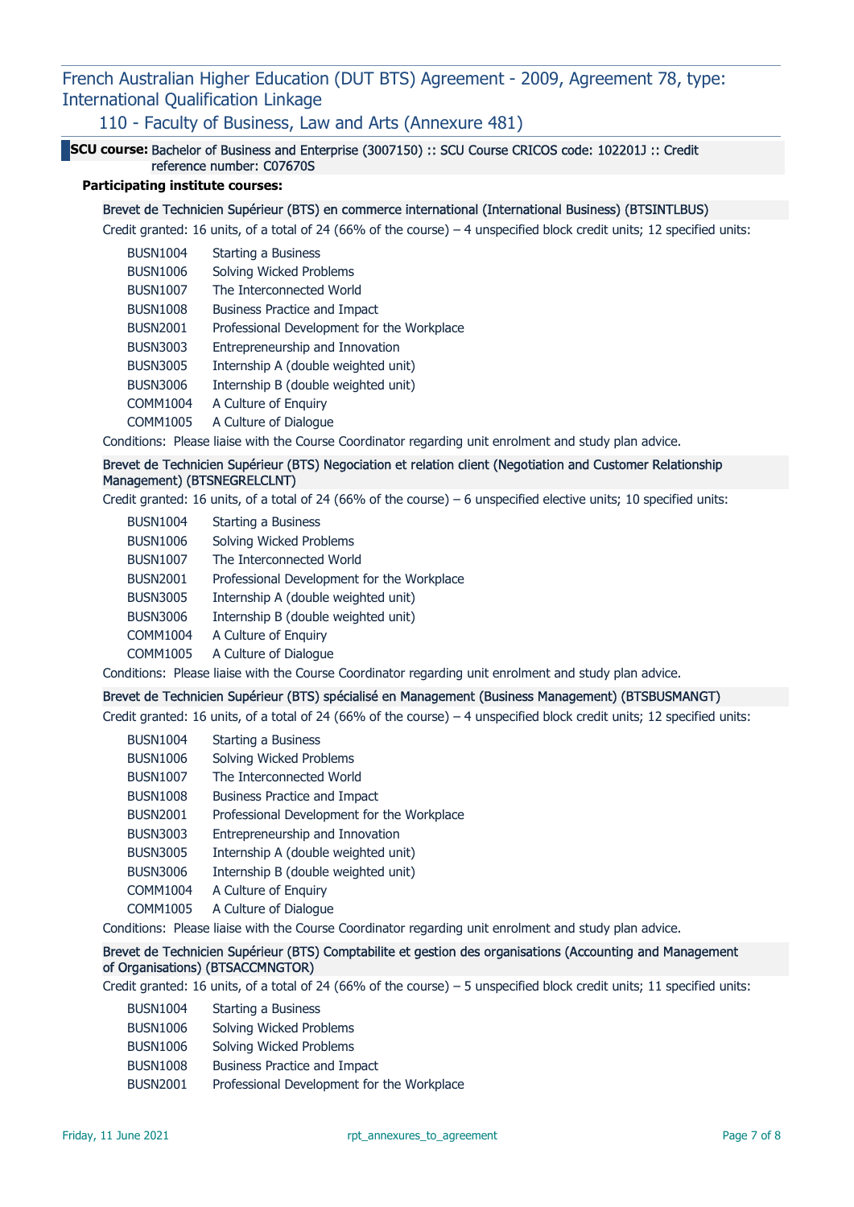## French Australian Higher Education (DUT BTS) Agreement - 2009, Agreement 78, type: International Qualification Linkage

### 110 - Faculty of Business, Law and Arts (Annexure 481)

**SCU course:** Bachelor of Business and Enterprise (3007150) :: SCU Course CRICOS code: 102201J :: Credit reference number: C07670S

**Participating institute courses:**

#### Brevet de Technicien Supérieur (BTS) en commerce international (International Business) (BTSINTLBUS)

Credit granted: 16 units, of a total of 24 (66% of the course) – 4 unspecified block credit units; 12 specified units:

| | |
|---|---|
| BUSN1004 | Starting a Business |
| BUSN1006 | Solving Wicked Problems |
| BUSN1007 | The Interconnected World |
| BUSN1008 | Business Practice and Impact |
| BUSN2001 | Professional Development for the Workplace |
| BUSN3003 | Entrepreneurship and Innovation |
| BUSN3005 | Internship A (double weighted unit) |
| BUSN3006 | Internship B (double weighted unit) |
| COMM1004 | A Culture of Enquiry |
| COMM1005 | A Culture of Dialogue |

Conditions: Please liaise with the Course Coordinator regarding unit enrolment and study plan advice.

#### Brevet de Technicien Supérieur (BTS) Negociation et relation client (Negotiation and Customer Relationship Management) (BTSNEGRELCLNT)

Credit granted: 16 units, of a total of 24 (66% of the course) – 6 unspecified elective units; 10 specified units:

| | |
|---|---|
| BUSN1004 | Starting a Business |
| BUSN1006 | Solving Wicked Problems |
| BUSN1007 | The Interconnected World |
| BUSN2001 | Professional Development for the Workplace |
| BUSN3005 | Internship A (double weighted unit) |
| BUSN3006 | Internship B (double weighted unit) |
| COMM1004 | A Culture of Enquiry |
| COMM1005 | A Culture of Dialogue |

Conditions: Please liaise with the Course Coordinator regarding unit enrolment and study plan advice.

#### Brevet de Technicien Supérieur (BTS) spécialisé en Management (Business Management) (BTSBUSMANGT)

Credit granted: 16 units, of a total of 24 (66% of the course) – 4 unspecified block credit units; 12 specified units:

| | |
|---|---|
| BUSN1004 | Starting a Business |
| BUSN1006 | Solving Wicked Problems |
| BUSN1007 | The Interconnected World |
| BUSN1008 | Business Practice and Impact |
| BUSN2001 | Professional Development for the Workplace |
| BUSN3003 | Entrepreneurship and Innovation |
| BUSN3005 | Internship A (double weighted unit) |
| BUSN3006 | Internship B (double weighted unit) |
| COMM1004 | A Culture of Enquiry |
| COMM1005 | A Culture of Dialogue |

Conditions: Please liaise with the Course Coordinator regarding unit enrolment and study plan advice.

#### Brevet de Technicien Supérieur (BTS) Comptabilite et gestion des organisations (Accounting and Management of Organisations) (BTSACCMNGTOR)

Credit granted: 16 units, of a total of 24 (66% of the course) – 5 unspecified block credit units; 11 specified units:

| | |
|---|---|
| BUSN1004 | Starting a Business |
| BUSN1006 | Solving Wicked Problems |
| BUSN1006 | Solving Wicked Problems |
| BUSN1008 | Business Practice and Impact |
| BUSN2001 | Professional Development for the Workplace |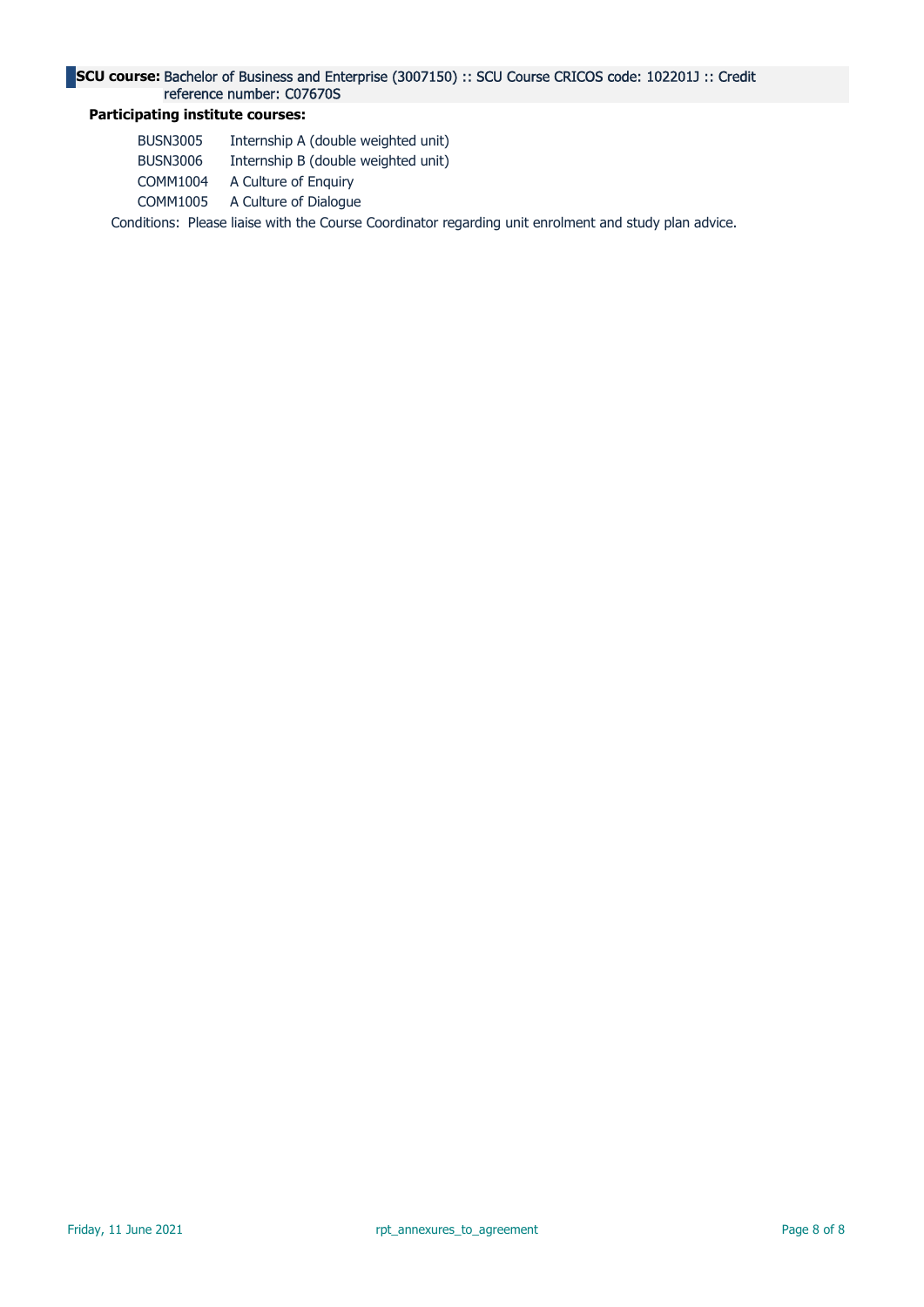**SCU course:** Bachelor of Business and Enterprise (3007150) :: SCU Course CRICOS code: 102201J :: Credit reference number: C07670S

**Participating institute courses:**

| | |
|---|---|
| BUSN3005 | Internship A (double weighted unit) |
| BUSN3006 | Internship B (double weighted unit) |
| COMM1004 | A Culture of Enquiry |
| COMM1005 | A Culture of Dialogue |

Conditions: Please liaise with the Course Coordinator regarding unit enrolment and study plan advice.